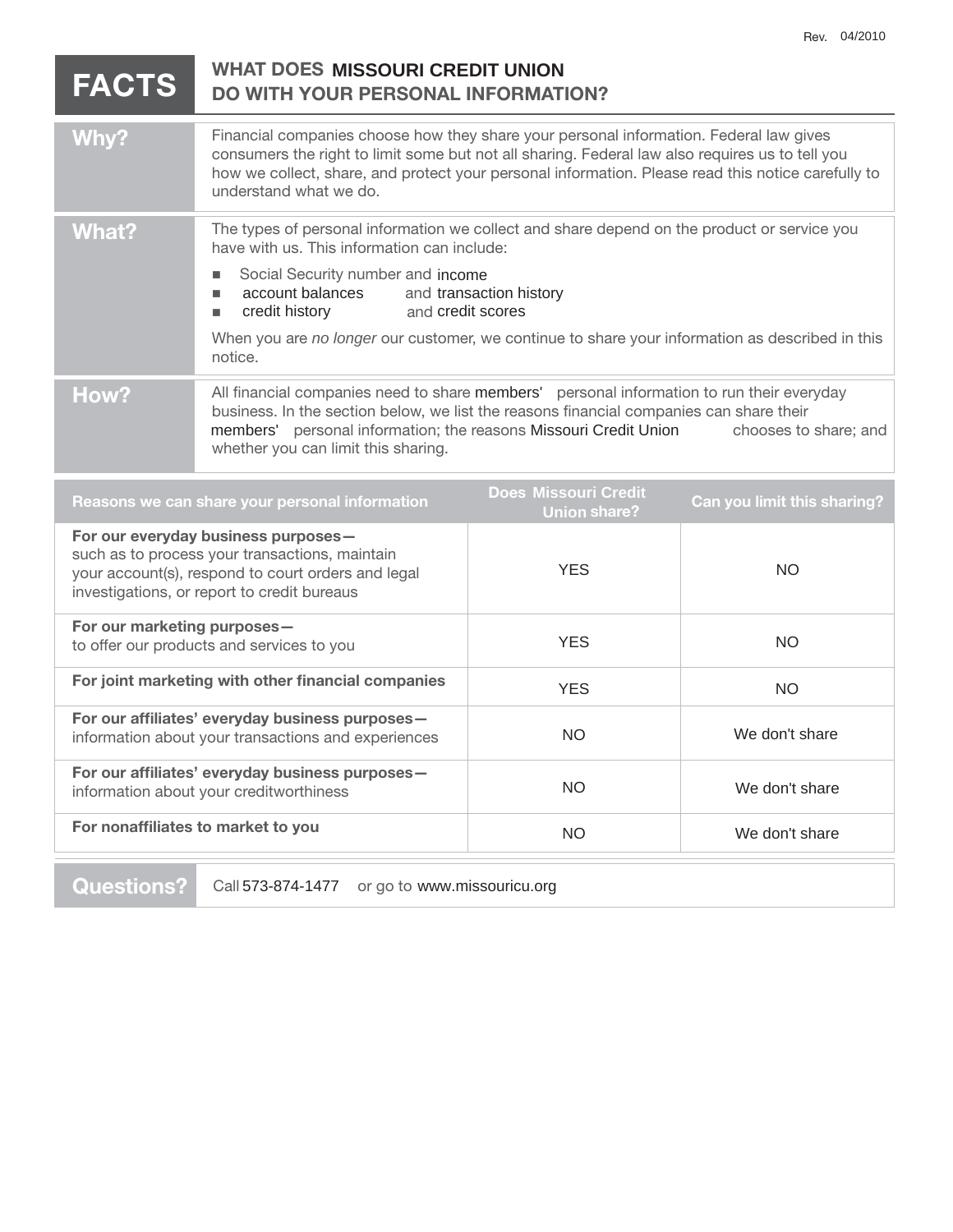Rev. 04/2010

# FACTS — WHAT DOES MISSOURI CREDIT UNION DO WITH YOUR PERSONAL INFORMATION?

| | |
|---|---|
| **Why?** | Financial companies choose how they share your personal information. Federal law gives consumers the right to limit some but not all sharing. Federal law also requires us to tell you how we collect, share, and protect your personal information. Please read this notice carefully to understand what we do. |
| **What?** | The types of personal information we collect and share depend on the product or service you have with us. This information can include:<br>▪ Social Security number and income<br>▪ account balances and transaction history<br>▪ credit history and credit scores<br><br>When you are *no longer* our customer, we continue to share your information as described in this notice. |
| **How?** | All financial companies need to share members' personal information to run their everyday business. In the section below, we list the reasons financial companies can share their members' personal information; the reasons Missouri Credit Union chooses to share; and whether you can limit this sharing. |

| Reasons we can share your personal information | Does Missouri Credit Union share? | Can you limit this sharing? |
|---|---|---|
| **For our everyday business purposes—** such as to process your transactions, maintain your account(s), respond to court orders and legal investigations, or report to credit bureaus | YES | NO |
| **For our marketing purposes—** to offer our products and services to you | YES | NO |
| **For joint marketing with other financial companies** | YES | NO |
| **For our affiliates' everyday business purposes—** information about your transactions and experiences | NO | We don't share |
| **For our affiliates' everyday business purposes—** information about your creditworthiness | NO | We don't share |
| **For nonaffiliates to market to you** | NO | We don't share |

| | |
|---|---|
| **Questions?** | Call 573-874-1477 or go to www.missouricu.org |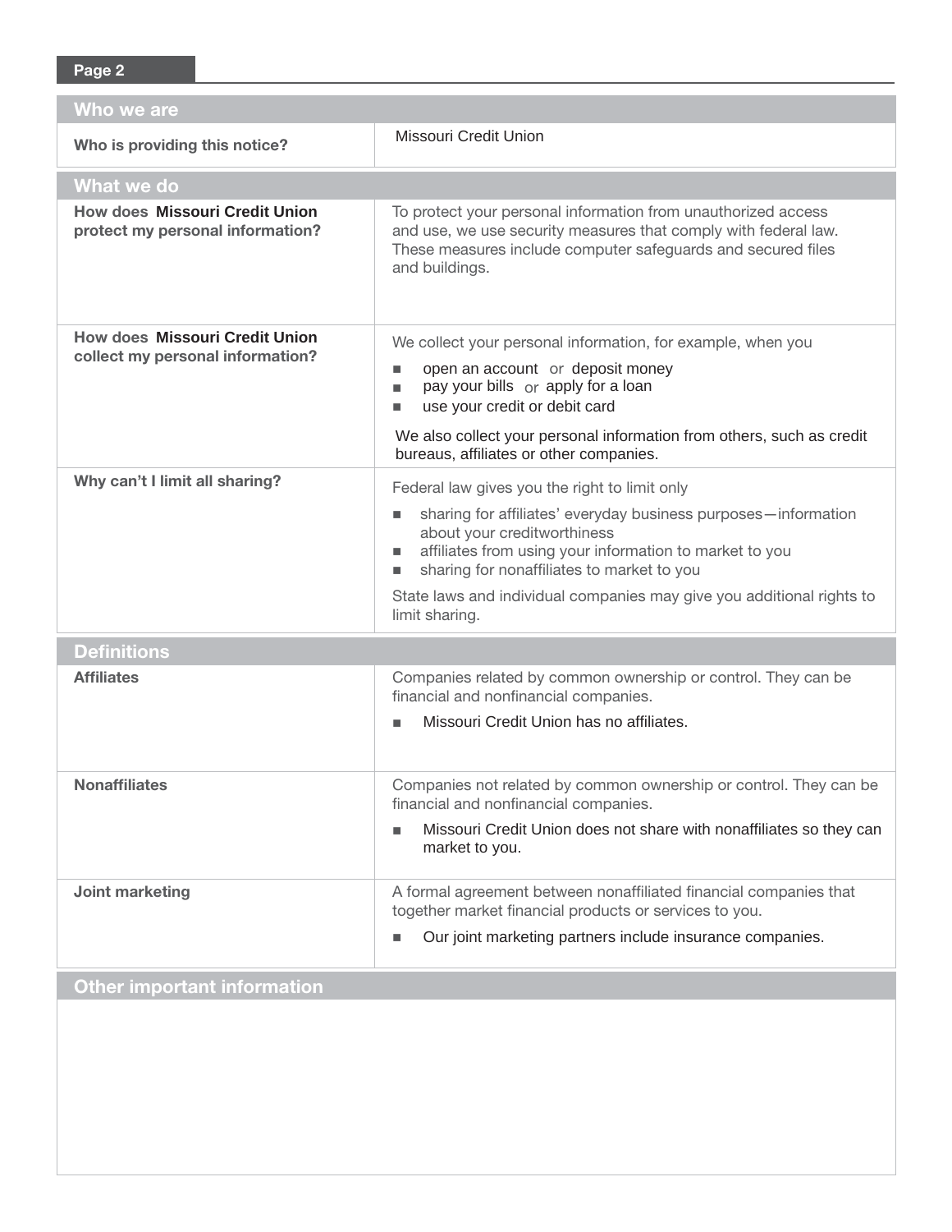| Who we are | |
|---|---|
| **Who is providing this notice?** | Missouri Credit Union |

| What we do | |
|---|---|
| **How does Missouri Credit Union protect my personal information?** | To protect your personal information from unauthorized access and use, we use security measures that comply with federal law. These measures include computer safeguards and secured files and buildings. |
| **How does Missouri Credit Union collect my personal information?** | We collect your personal information, for example, when you<br>■ open an account or deposit money<br>■ pay your bills or apply for a loan<br>■ use your credit or debit card<br><br>We also collect your personal information from others, such as credit bureaus, affiliates or other companies. |
| **Why can't I limit all sharing?** | Federal law gives you the right to limit only<br>■ sharing for affiliates' everyday business purposes—information about your creditworthiness<br>■ affiliates from using your information to market to you<br>■ sharing for nonaffiliates to market to you<br><br>State laws and individual companies may give you additional rights to limit sharing. |

| Definitions | |
|---|---|
| **Affiliates** | Companies related by common ownership or control. They can be financial and nonfinancial companies.<br>■ Missouri Credit Union has no affiliates. |
| **Nonaffiliates** | Companies not related by common ownership or control. They can be financial and nonfinancial companies.<br>■ Missouri Credit Union does not share with nonaffiliates so they can market to you. |
| **Joint marketing** | A formal agreement between nonaffiliated financial companies that together market financial products or services to you.<br>■ Our joint marketing partners include insurance companies. |

## Other important information